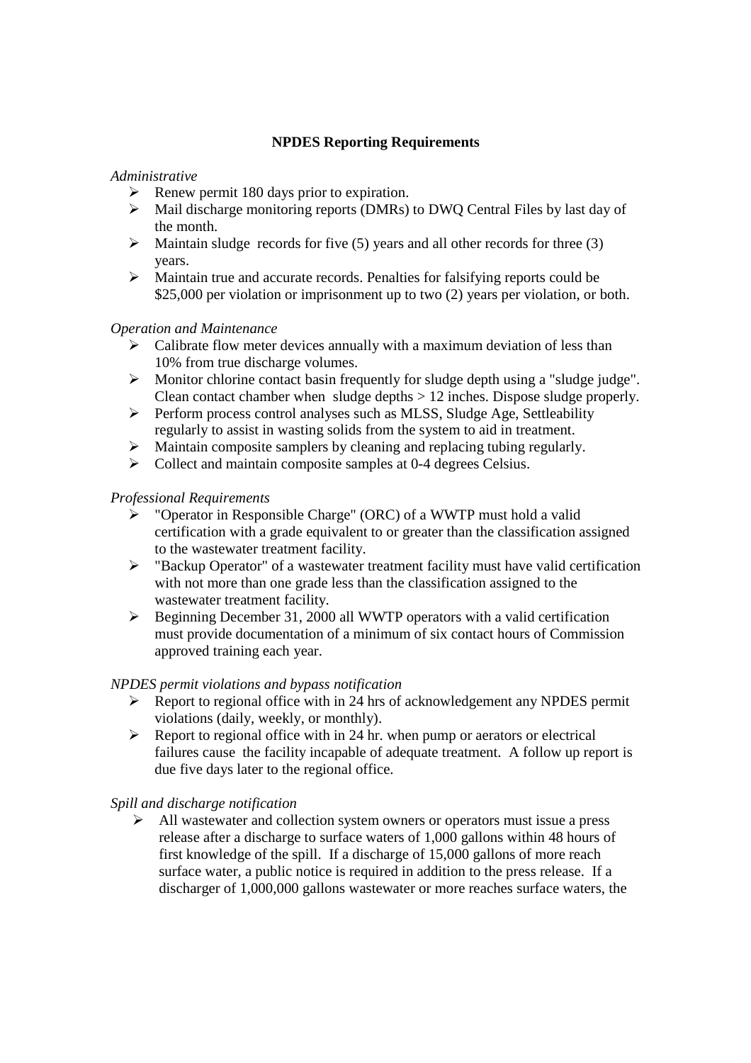## NPDES Reporting Requirements

*Administrative*

- Renew permit 180 days prior to expiration.
- Mail discharge monitoring reports (DMRs) to DWQ Central Files by last day of the month.
- Maintain sludge records for five (5) years and all other records for three (3) years.
- Maintain true and accurate records. Penalties for falsifying reports could be $25,000 per violation or imprisonment up to two (2) years per violation, or both.

*Operation and Maintenance*

- Calibrate flow meter devices annually with a maximum deviation of less than 10% from true discharge volumes.
- Monitor chlorine contact basin frequently for sludge depth using a "sludge judge". Clean contact chamber when sludge depths > 12 inches. Dispose sludge properly.
- Perform process control analyses such as MLSS, Sludge Age, Settleability regularly to assist in wasting solids from the system to aid in treatment.
- Maintain composite samplers by cleaning and replacing tubing regularly.
- Collect and maintain composite samples at 0-4 degrees Celsius.

*Professional Requirements*

- "Operator in Responsible Charge" (ORC) of a WWTP must hold a valid certification with a grade equivalent to or greater than the classification assigned to the wastewater treatment facility.
- "Backup Operator" of a wastewater treatment facility must have valid certification with not more than one grade less than the classification assigned to the wastewater treatment facility.
- Beginning December 31, 2000 all WWTP operators with a valid certification must provide documentation of a minimum of six contact hours of Commission approved training each year.

*NPDES permit violations and bypass notification*

- Report to regional office with in 24 hrs of acknowledgement any NPDES permit violations (daily, weekly, or monthly).
- Report to regional office with in 24 hr. when pump or aerators or electrical failures cause the facility incapable of adequate treatment. A follow up report is due five days later to the regional office.

*Spill and discharge notification*

- All wastewater and collection system owners or operators must issue a press release after a discharge to surface waters of 1,000 gallons within 48 hours of first knowledge of the spill. If a discharge of 15,000 gallons of more reach surface water, a public notice is required in addition to the press release. If a discharger of 1,000,000 gallons wastewater or more reaches surface waters, the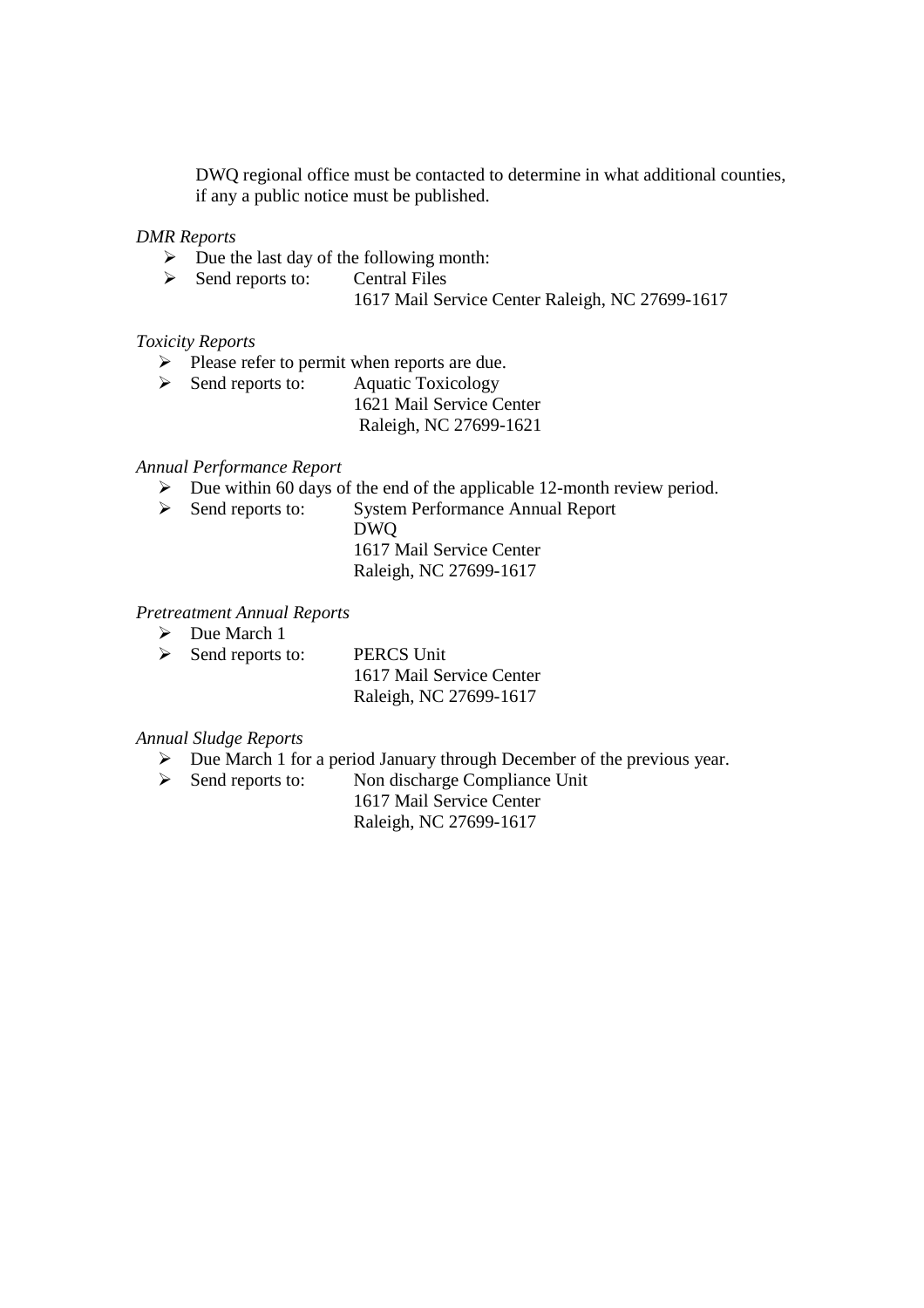DWQ regional office must be contacted to determine in what additional counties, if any a public notice must be published.

*DMR Reports*

- Due the last day of the following month:
- Send reports to: Central Files
  1617 Mail Service Center Raleigh, NC 27699-1617

*Toxicity Reports*

- Please refer to permit when reports are due.
- Send reports to: Aquatic Toxicology
  1621 Mail Service Center
  Raleigh, NC 27699-1621

*Annual Performance Report*

- Due within 60 days of the end of the applicable 12-month review period.
- Send reports to: System Performance Annual Report
  DWQ
  1617 Mail Service Center
  Raleigh, NC 27699-1617

*Pretreatment Annual Reports*

- Due March 1
- Send reports to: PERCS Unit
  1617 Mail Service Center
  Raleigh, NC 27699-1617

*Annual Sludge Reports*

- Due March 1 for a period January through December of the previous year.
- Send reports to: Non discharge Compliance Unit
  1617 Mail Service Center
  Raleigh, NC 27699-1617